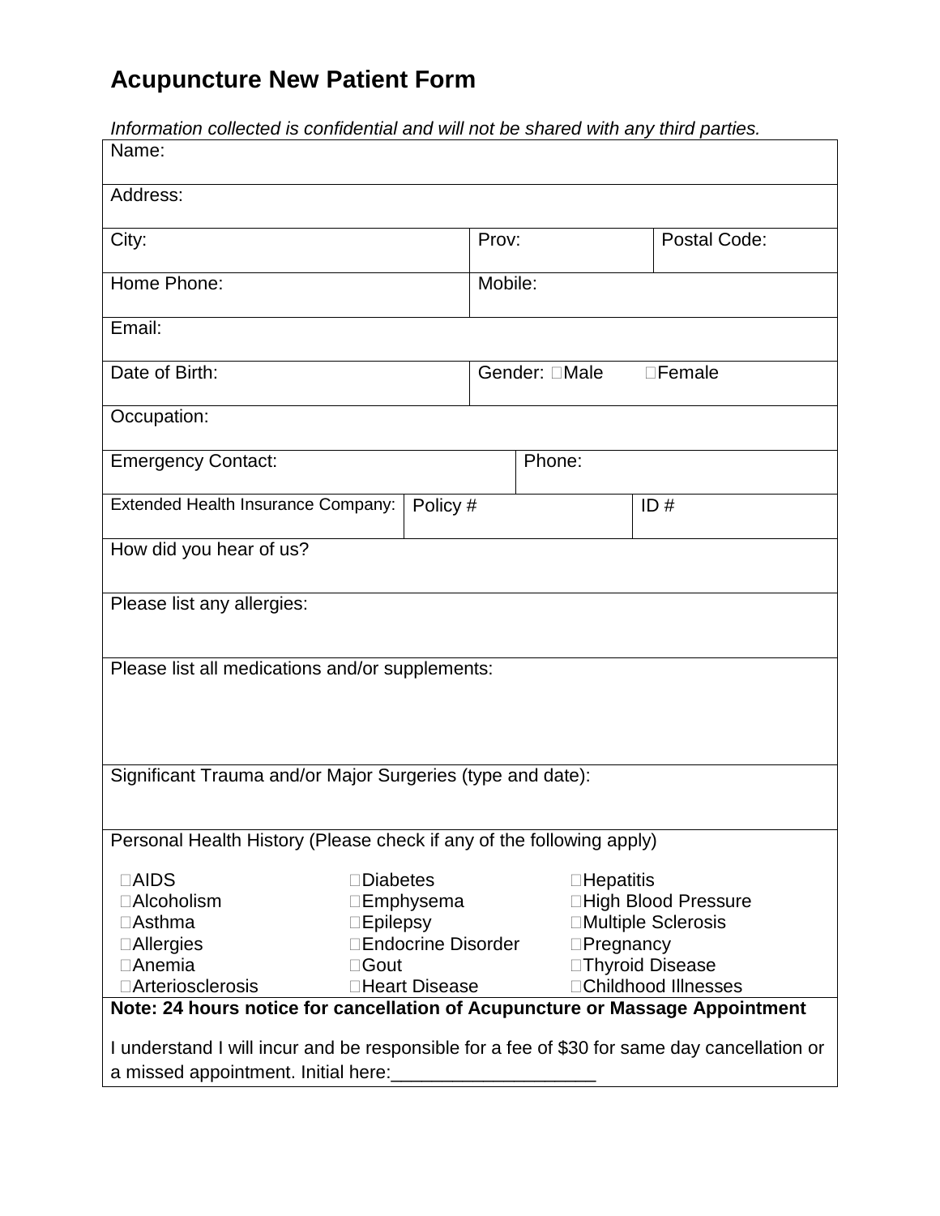# Acupuncture New Patient Form

*Information collected is confidential and will not be shared with any third parties.*

| Name: | | |
|---|---|---|
| Address: | | |
| City: | Prov: | Postal Code: |
| Home Phone: | Mobile: | |
| Email: | | |
| Date of Birth: | Gender: ☐Male ☐Female | |
| Occupation: | | |
| Emergency Contact: | Phone: | |
| Extended Health Insurance Company: | Policy # | ID # |
| How did you hear of us? | | |
| Please list any allergies: | | |
| Please list all medications and/or supplements: | | |
| Significant Trauma and/or Major Surgeries (type and date): | | |

Personal Health History (Please check if any of the following apply)

| | | |
|---|---|---|
| ☐AIDS | ☐Diabetes | ☐Hepatitis |
| ☐Alcoholism | ☐Emphysema | ☐High Blood Pressure |
| ☐Asthma | ☐Epilepsy | ☐Multiple Sclerosis |
| ☐Allergies | ☐Endocrine Disorder | ☐Pregnancy |
| ☐Anemia | ☐Gout | ☐Thyroid Disease |
| ☐Arteriosclerosis | ☐Heart Disease | ☐Childhood Illnesses |

**Note: 24 hours notice for cancellation of Acupuncture or Massage Appointment**

I understand I will incur and be responsible for a fee of $30 for same day cancellation or a missed appointment. Initial here:____________________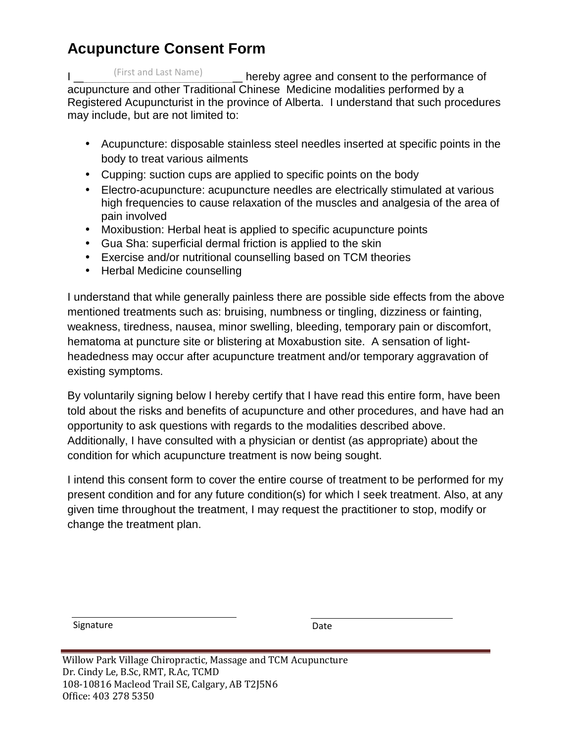# Acupuncture Consent Form

I \_\_(First and Last Name)\_\_ hereby agree and consent to the performance of acupuncture and other Traditional Chinese Medicine modalities performed by a Registered Acupuncturist in the province of Alberta. I understand that such procedures may include, but are not limited to:

- Acupuncture: disposable stainless steel needles inserted at specific points in the body to treat various ailments
- Cupping: suction cups are applied to specific points on the body
- Electro-acupuncture: acupuncture needles are electrically stimulated at various high frequencies to cause relaxation of the muscles and analgesia of the area of pain involved
- Moxibustion: Herbal heat is applied to specific acupuncture points
- Gua Sha: superficial dermal friction is applied to the skin
- Exercise and/or nutritional counselling based on TCM theories
- Herbal Medicine counselling

I understand that while generally painless there are possible side effects from the above mentioned treatments such as: bruising, numbness or tingling, dizziness or fainting, weakness, tiredness, nausea, minor swelling, bleeding, temporary pain or discomfort, hematoma at puncture site or blistering at Moxabustion site. A sensation of light-headedness may occur after acupuncture treatment and/or temporary aggravation of existing symptoms.

By voluntarily signing below I hereby certify that I have read this entire form, have been told about the risks and benefits of acupuncture and other procedures, and have had an opportunity to ask questions with regards to the modalities described above. Additionally, I have consulted with a physician or dentist (as appropriate) about the condition for which acupuncture treatment is now being sought.

I intend this consent form to cover the entire course of treatment to be performed for my present condition and for any future condition(s) for which I seek treatment. Also, at any given time throughout the treatment, I may request the practitioner to stop, modify or change the treatment plan.

\_\_\_\_\_\_\_\_\_\_\_\_\_\_\_\_\_\_\_\_\_\_\_\_\_\_\_\_\_\_
Signature

\_\_\_\_\_\_\_\_\_\_\_\_\_\_\_\_\_\_\_\_\_\_\_\_\_\_\_\_\_\_
Date

Willow Park Village Chiropractic, Massage and TCM Acupuncture
Dr. Cindy Le, B.Sc, RMT, R.Ac, TCMD
108-10816 Macleod Trail SE, Calgary, AB T2J5N6
Office: 403 278 5350